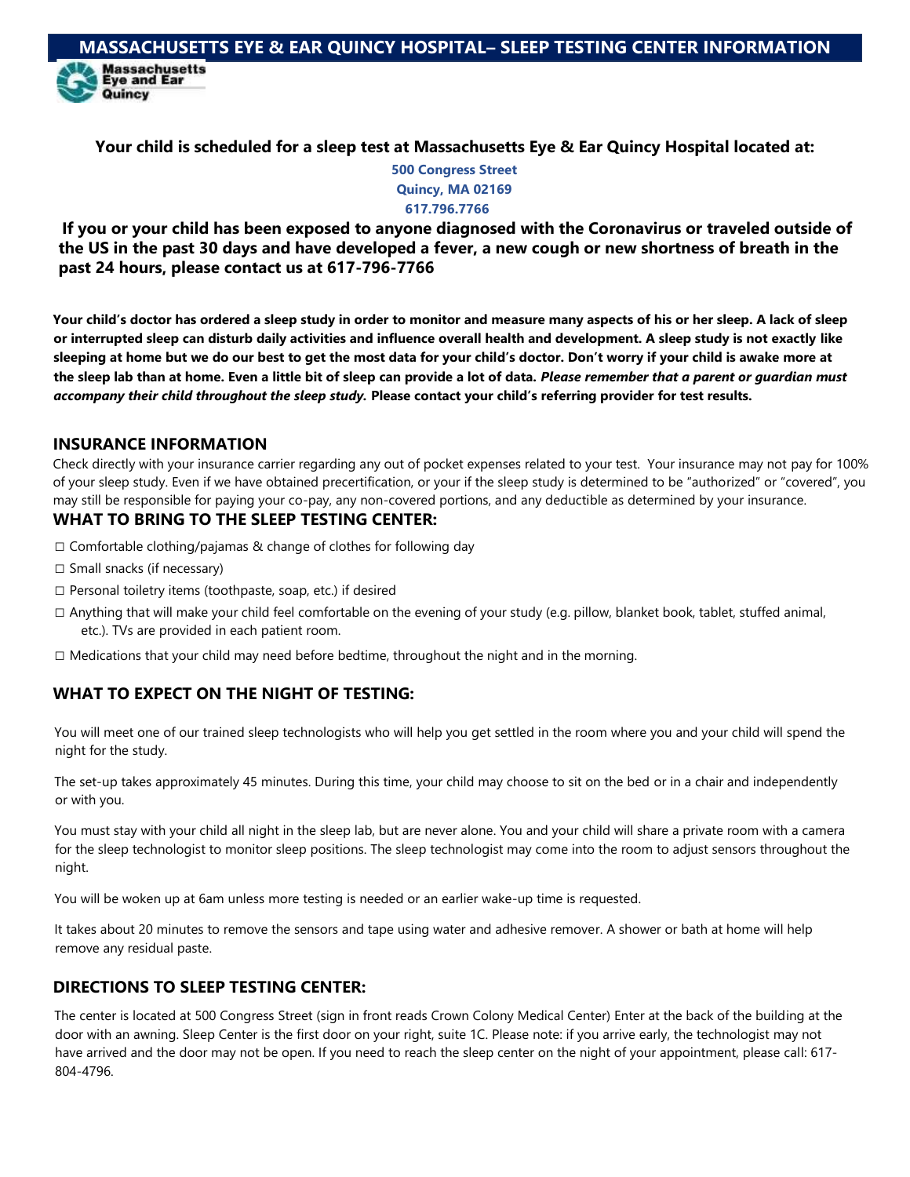# MASSACHUSETTS EYE & EAR QUINCY HOSPITAL– SLEEP TESTING CENTER INFORMATION

Massachusetts Eye and Ear Quincy

**Your child is scheduled for a sleep test at Massachusetts Eye & Ear Quincy Hospital located at:**

**500 Congress Street**
**Quincy, MA 02169**
**617.796.7766**

**If you or your child has been exposed to anyone diagnosed with the Coronavirus or traveled outside of the US in the past 30 days and have developed a fever, a new cough or new shortness of breath in the past 24 hours, please contact us at 617-796-7766**

**Your child's doctor has ordered a sleep study in order to monitor and measure many aspects of his or her sleep. A lack of sleep or interrupted sleep can disturb daily activities and influence overall health and development. A sleep study is not exactly like sleeping at home but we do our best to get the most data for your child's doctor. Don't worry if your child is awake more at the sleep lab than at home. Even a little bit of sleep can provide a lot of data. *Please remember that a parent or guardian must accompany their child throughout the sleep study.* Please contact your child's referring provider for test results.**

## INSURANCE INFORMATION

Check directly with your insurance carrier regarding any out of pocket expenses related to your test. Your insurance may not pay for 100% of your sleep study. Even if we have obtained precertification, or your if the sleep study is determined to be "authorized" or "covered", you may still be responsible for paying your co-pay, any non-covered portions, and any deductible as determined by your insurance.

## WHAT TO BRING TO THE SLEEP TESTING CENTER:

- ☐ Comfortable clothing/pajamas & change of clothes for following day
- ☐ Small snacks (if necessary)
- ☐ Personal toiletry items (toothpaste, soap, etc.) if desired
- ☐ Anything that will make your child feel comfortable on the evening of your study (e.g. pillow, blanket book, tablet, stuffed animal, etc.). TVs are provided in each patient room.
- ☐ Medications that your child may need before bedtime, throughout the night and in the morning.

## WHAT TO EXPECT ON THE NIGHT OF TESTING:

You will meet one of our trained sleep technologists who will help you get settled in the room where you and your child will spend the night for the study.

The set-up takes approximately 45 minutes. During this time, your child may choose to sit on the bed or in a chair and independently or with you.

You must stay with your child all night in the sleep lab, but are never alone. You and your child will share a private room with a camera for the sleep technologist to monitor sleep positions. The sleep technologist may come into the room to adjust sensors throughout the night.

You will be woken up at 6am unless more testing is needed or an earlier wake-up time is requested.

It takes about 20 minutes to remove the sensors and tape using water and adhesive remover. A shower or bath at home will help remove any residual paste.

## DIRECTIONS TO SLEEP TESTING CENTER:

The center is located at 500 Congress Street (sign in front reads Crown Colony Medical Center) Enter at the back of the building at the door with an awning. Sleep Center is the first door on your right, suite 1C. Please note: if you arrive early, the technologist may not have arrived and the door may not be open. If you need to reach the sleep center on the night of your appointment, please call: 617-804-4796.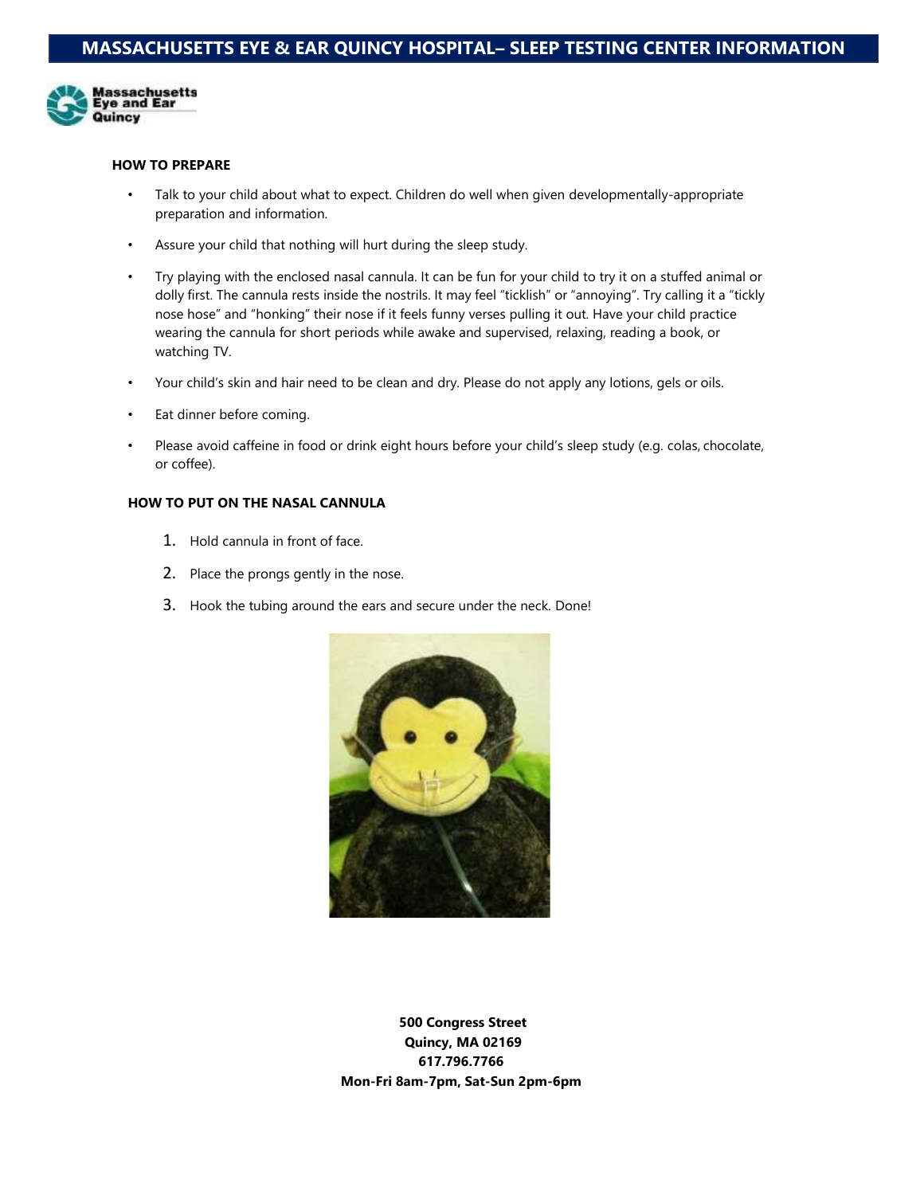# MASSACHUSETTS EYE & EAR QUINCY HOSPITAL– SLEEP TESTING CENTER INFORMATION

Massachusetts Eye and Ear Quincy

**HOW TO PREPARE**

- Talk to your child about what to expect. Children do well when given developmentally-appropriate preparation and information.
- Assure your child that nothing will hurt during the sleep study.
- Try playing with the enclosed nasal cannula. It can be fun for your child to try it on a stuffed animal or dolly first. The cannula rests inside the nostrils. It may feel "ticklish" or "annoying". Try calling it a "tickly nose hose" and "honking" their nose if it feels funny verses pulling it out. Have your child practice wearing the cannula for short periods while awake and supervised, relaxing, reading a book, or watching TV.
- Your child's skin and hair need to be clean and dry. Please do not apply any lotions, gels or oils.
- Eat dinner before coming.
- Please avoid caffeine in food or drink eight hours before your child's sleep study (e.g. colas, chocolate, or coffee).

**HOW TO PUT ON THE NASAL CANNULA**

1. Hold cannula in front of face.
2. Place the prongs gently in the nose.
3. Hook the tubing around the ears and secure under the neck. Done!

**500 Congress Street**
**Quincy, MA 02169**
**617.796.7766**
**Mon-Fri 8am-7pm, Sat-Sun 2pm-6pm**